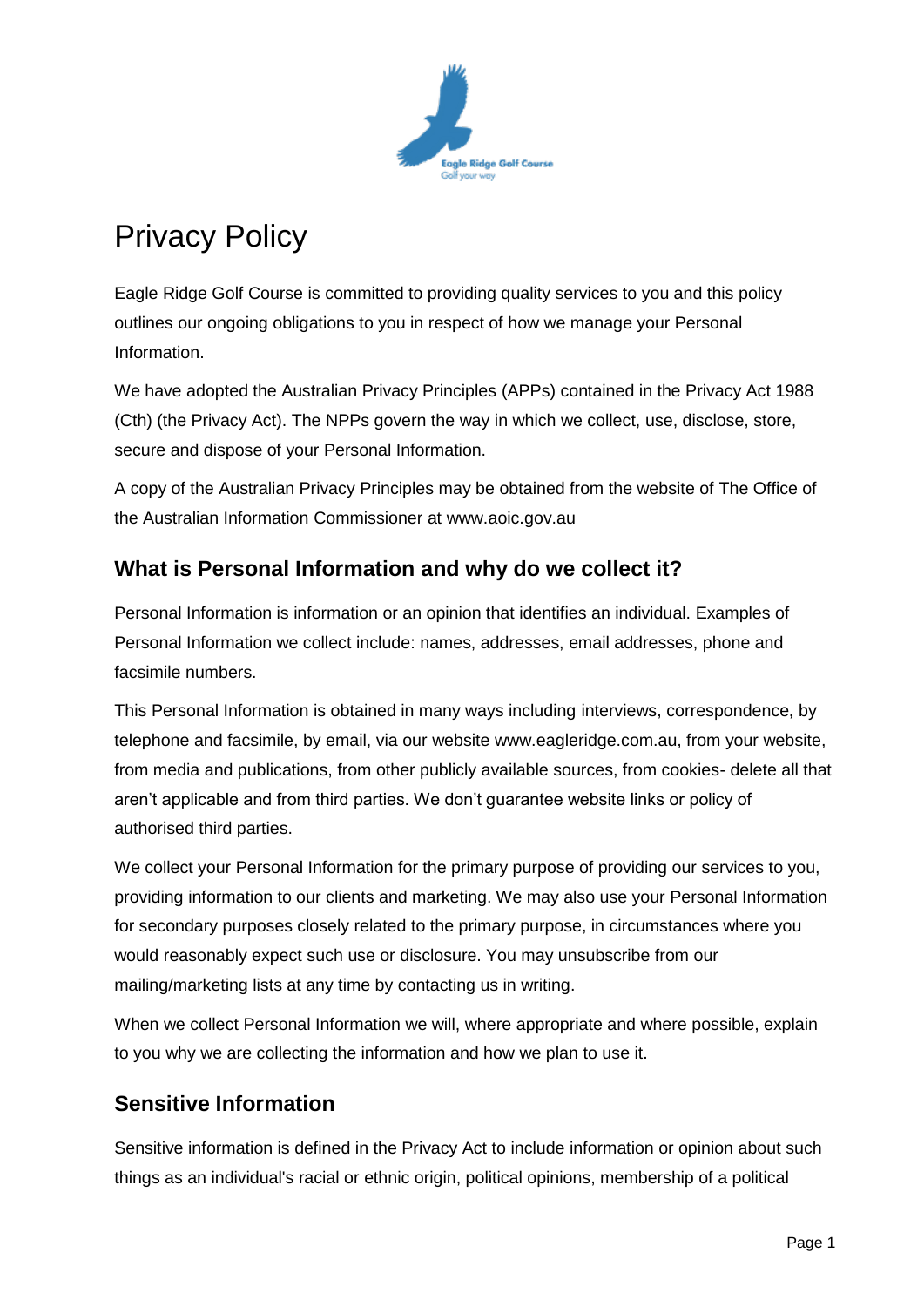# Privacy Policy

Eagle Ridge Golf Course is committed to providing quality services to you and this policy outlines our ongoing obligations to you in respect of how we manage your Personal Information.

We have adopted the Australian Privacy Principles (APPs) contained in the Privacy Act 1988 (Cth) (the Privacy Act). The NPPs govern the way in which we collect, use, disclose, store, secure and dispose of your Personal Information.

A copy of the Australian Privacy Principles may be obtained from the website of The Office of the Australian Information Commissioner at www.aoic.gov.au

## What is Personal Information and why do we collect it?

Personal Information is information or an opinion that identifies an individual. Examples of Personal Information we collect include: names, addresses, email addresses, phone and facsimile numbers.

This Personal Information is obtained in many ways including interviews, correspondence, by telephone and facsimile, by email, via our website www.eagleridge.com.au, from your website, from media and publications, from other publicly available sources, from cookies- delete all that aren't applicable and from third parties. We don't guarantee website links or policy of authorised third parties.

We collect your Personal Information for the primary purpose of providing our services to you, providing information to our clients and marketing. We may also use your Personal Information for secondary purposes closely related to the primary purpose, in circumstances where you would reasonably expect such use or disclosure. You may unsubscribe from our mailing/marketing lists at any time by contacting us in writing.

When we collect Personal Information we will, where appropriate and where possible, explain to you why we are collecting the information and how we plan to use it.

## Sensitive Information

Sensitive information is defined in the Privacy Act to include information or opinion about such things as an individual's racial or ethnic origin, political opinions, membership of a political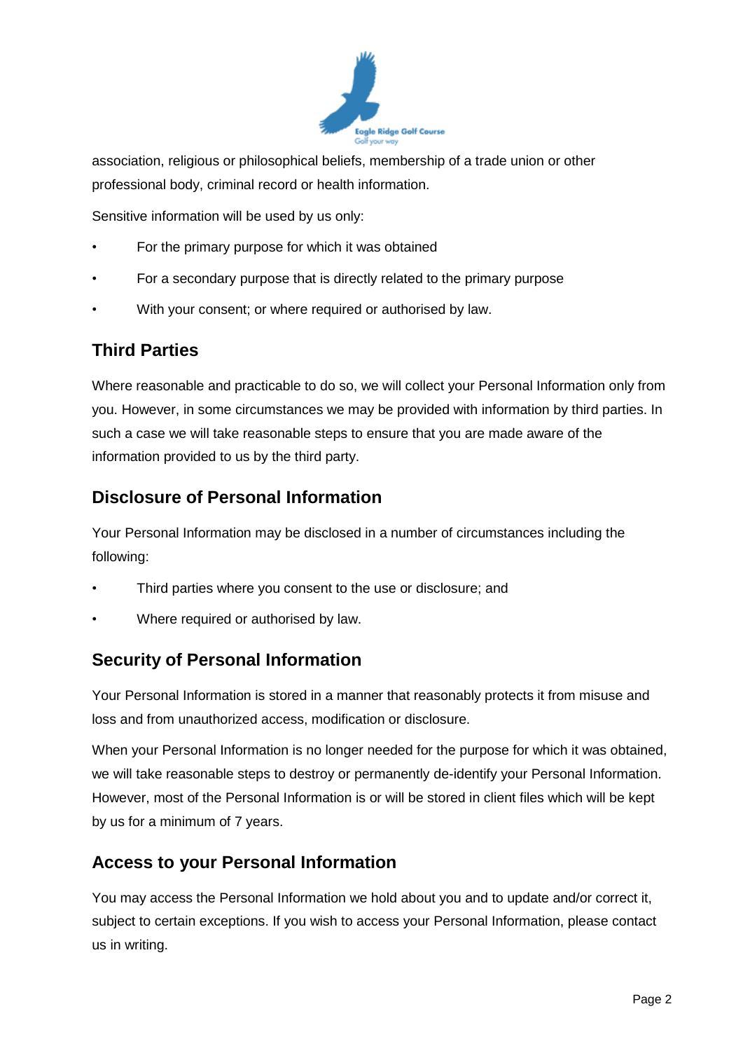association, religious or philosophical beliefs, membership of a trade union or other professional body, criminal record or health information.

Sensitive information will be used by us only:

- For the primary purpose for which it was obtained
- For a secondary purpose that is directly related to the primary purpose
- With your consent; or where required or authorised by law.

## Third Parties

Where reasonable and practicable to do so, we will collect your Personal Information only from you. However, in some circumstances we may be provided with information by third parties. In such a case we will take reasonable steps to ensure that you are made aware of the information provided to us by the third party.

## Disclosure of Personal Information

Your Personal Information may be disclosed in a number of circumstances including the following:

- Third parties where you consent to the use or disclosure; and
- Where required or authorised by law.

## Security of Personal Information

Your Personal Information is stored in a manner that reasonably protects it from misuse and loss and from unauthorized access, modification or disclosure.

When your Personal Information is no longer needed for the purpose for which it was obtained, we will take reasonable steps to destroy or permanently de-identify your Personal Information. However, most of the Personal Information is or will be stored in client files which will be kept by us for a minimum of 7 years.

## Access to your Personal Information

You may access the Personal Information we hold about you and to update and/or correct it, subject to certain exceptions. If you wish to access your Personal Information, please contact us in writing.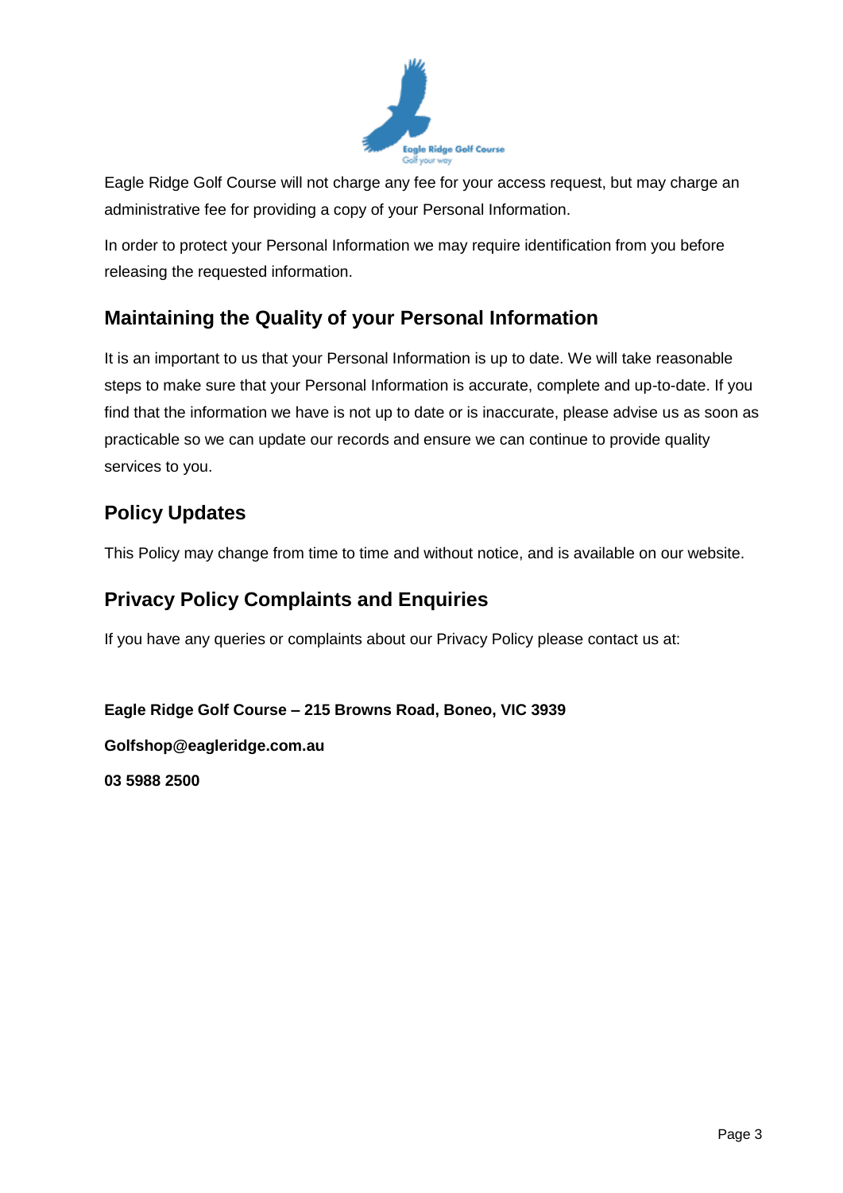Eagle Ridge Golf Course will not charge any fee for your access request, but may charge an administrative fee for providing a copy of your Personal Information.

In order to protect your Personal Information we may require identification from you before releasing the requested information.

## Maintaining the Quality of your Personal Information

It is an important to us that your Personal Information is up to date. We will take reasonable steps to make sure that your Personal Information is accurate, complete and up-to-date. If you find that the information we have is not up to date or is inaccurate, please advise us as soon as practicable so we can update our records and ensure we can continue to provide quality services to you.

## Policy Updates

This Policy may change from time to time and without notice, and is available on our website.

## Privacy Policy Complaints and Enquiries

If you have any queries or complaints about our Privacy Policy please contact us at:

**Eagle Ridge Golf Course – 215 Browns Road, Boneo, VIC 3939**

**Golfshop@eagleridge.com.au**

**03 5988 2500**